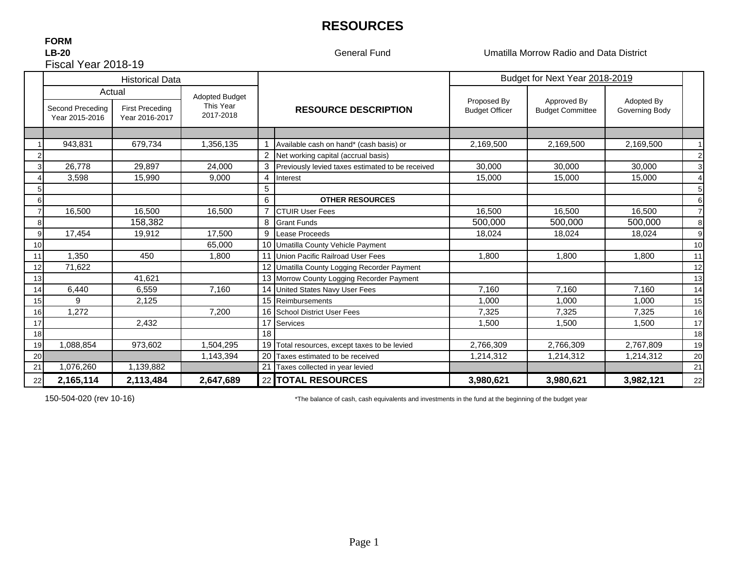# RESOURCES

**FORM**
**LB-20**
Fiscal Year 2018-19

General Fund

Umatilla Morrow Radio and Data District

| | Historical Data | | | | | Budget for Next Year 2018-2019 | | | |
|---|---|---|---|---|---|---|---|---|---|
| | Actual | | Adopted Budget This Year 2017-2018 | | RESOURCE DESCRIPTION | Proposed By Budget Officer | Approved By Budget Committee | Adopted By Governing Body | |
| | Second Preceding Year 2015-2016 | First Preceding Year 2016-2017 | | | | | | | |
| 1 | 943,831 | 679,734 | 1,356,135 | 1 | Available cash on hand* (cash basis) or | 2,169,500 | 2,169,500 | 2,169,500 | 1 |
| 2 | | | | 2 | Net working capital (accrual basis) | | | | 2 |
| 3 | 26,778 | 29,897 | 24,000 | 3 | Previously levied taxes estimated to be received | 30,000 | 30,000 | 30,000 | 3 |
| 4 | 3,598 | 15,990 | 9,000 | 4 | Interest | 15,000 | 15,000 | 15,000 | 4 |
| 5 | | | | 5 | | | | | 5 |
| 6 | | | | 6 | **OTHER RESOURCES** | | | | 6 |
| 7 | 16,500 | 16,500 | 16,500 | 7 | CTUIR User Fees | 16,500 | 16,500 | 16,500 | 7 |
| 8 | | 158,382 | | 8 | Grant Funds | 500,000 | 500,000 | 500,000 | 8 |
| 9 | 17,454 | 19,912 | 17,500 | 9 | Lease Proceeds | 18,024 | 18,024 | 18,024 | 9 |
| 10 | | | 65,000 | 10 | Umatilla County Vehicle Payment | | | | 10 |
| 11 | 1,350 | 450 | 1,800 | 11 | Union Pacific Railroad User Fees | 1,800 | 1,800 | 1,800 | 11 |
| 12 | 71,622 | | | 12 | Umatilla County Logging Recorder Payment | | | | 12 |
| 13 | | 41,621 | | 13 | Morrow County Logging Recorder Payment | | | | 13 |
| 14 | 6,440 | 6,559 | 7,160 | 14 | United States Navy User Fees | 7,160 | 7,160 | 7,160 | 14 |
| 15 | 9 | 2,125 | | 15 | Reimbursements | 1,000 | 1,000 | 1,000 | 15 |
| 16 | 1,272 | | 7,200 | 16 | School District User Fees | 7,325 | 7,325 | 7,325 | 16 |
| 17 | | 2,432 | | 17 | Services | 1,500 | 1,500 | 1,500 | 17 |
| 18 | | | | 18 | | | | | 18 |
| 19 | 1,088,854 | 973,602 | 1,504,295 | 19 | Total resources, except taxes to be levied | 2,766,309 | 2,766,309 | 2,767,809 | 19 |
| 20 | | | 1,143,394 | 20 | Taxes estimated to be received | 1,214,312 | 1,214,312 | 1,214,312 | 20 |
| 21 | 1,076,260 | 1,139,882 | | 21 | Taxes collected in year levied | | | | 21 |
| 22 | **2,165,114** | **2,113,484** | **2,647,689** | 22 | **TOTAL RESOURCES** | **3,980,621** | **3,980,621** | **3,982,121** | 22 |

150-504-020 (rev 10-16)

*The balance of cash, cash equivalents and investments in the fund at the beginning of the budget year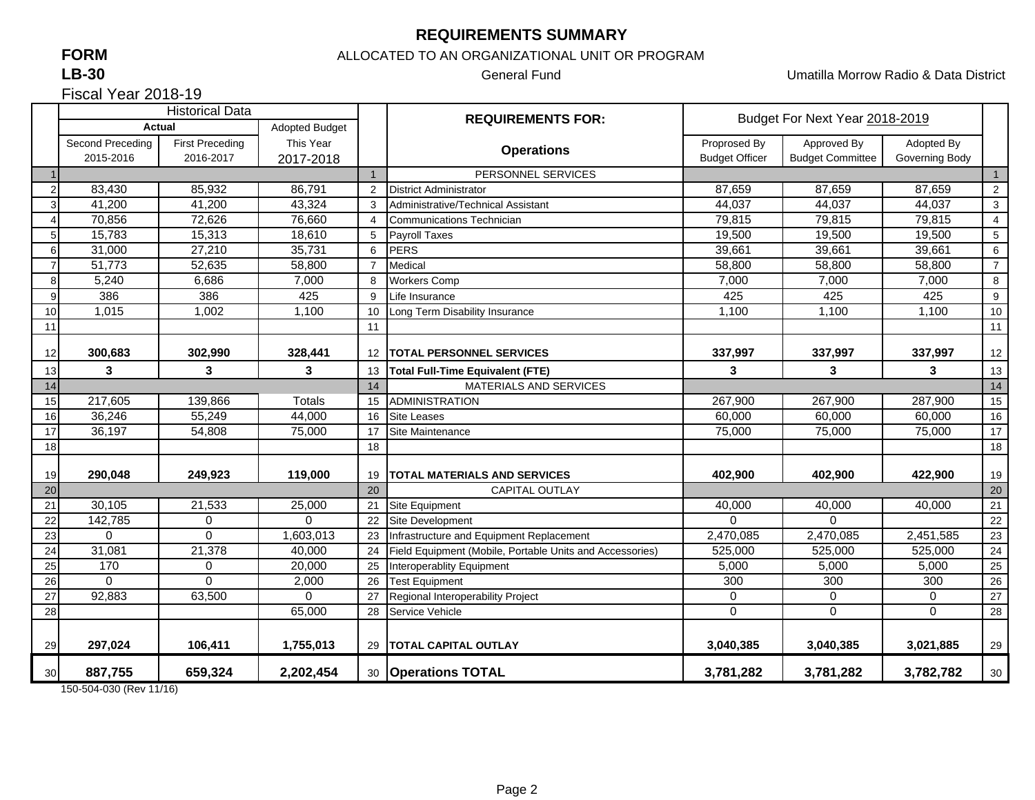# REQUIREMENTS SUMMARY

**FORM**
**LB-30**

ALLOCATED TO AN ORGANIZATIONAL UNIT OR PROGRAM

General Fund

Umatilla Morrow Radio & Data District

Fiscal Year 2018-19

| | Historical Data | | | | REQUIREMENTS FOR: | Budget For Next Year 2018-2019 | | | |
|---|---|---|---|---|---|---|---|---|---|
| | Actual | | Adopted Budget | | | | | | |
| | Second Preceding 2015-2016 | First Preceding 2016-2017 | This Year 2017-2018 | | Operations | Proprosed By Budget Officer | Approved By Budget Committee | Adopted By Governing Body | |
| 1 | | | | 1 | PERSONNEL SERVICES | | | | 1 |
| 2 | 83,430 | 85,932 | 86,791 | 2 | District Administrator | 87,659 | 87,659 | 87,659 | 2 |
| 3 | 41,200 | 41,200 | 43,324 | 3 | Administrative/Technical Assistant | 44,037 | 44,037 | 44,037 | 3 |
| 4 | 70,856 | 72,626 | 76,660 | 4 | Communications Technician | 79,815 | 79,815 | 79,815 | 4 |
| 5 | 15,783 | 15,313 | 18,610 | 5 | Payroll Taxes | 19,500 | 19,500 | 19,500 | 5 |
| 6 | 31,000 | 27,210 | 35,731 | 6 | PERS | 39,661 | 39,661 | 39,661 | 6 |
| 7 | 51,773 | 52,635 | 58,800 | 7 | Medical | 58,800 | 58,800 | 58,800 | 7 |
| 8 | 5,240 | 6,686 | 7,000 | 8 | Workers Comp | 7,000 | 7,000 | 7,000 | 8 |
| 9 | 386 | 386 | 425 | 9 | Life Insurance | 425 | 425 | 425 | 9 |
| 10 | 1,015 | 1,002 | 1,100 | 10 | Long Term Disability Insurance | 1,100 | 1,100 | 1,100 | 10 |
| 11 | | | | 11 | | | | | 11 |
| 12 | **300,683** | **302,990** | **328,441** | 12 | **TOTAL PERSONNEL SERVICES** | **337,997** | **337,997** | **337,997** | 12 |
| 13 | **3** | **3** | **3** | 13 | **Total Full-Time Equivalent (FTE)** | **3** | **3** | **3** | 13 |
| 14 | | | | 14 | MATERIALS AND SERVICES | | | | 14 |
| 15 | 217,605 | 139,866 | Totals | 15 | ADMINISTRATION | 267,900 | 267,900 | 287,900 | 15 |
| 16 | 36,246 | 55,249 | 44,000 | 16 | Site Leases | 60,000 | 60,000 | 60,000 | 16 |
| 17 | 36,197 | 54,808 | 75,000 | 17 | Site Maintenance | 75,000 | 75,000 | 75,000 | 17 |
| 18 | | | | 18 | | | | | 18 |
| 19 | **290,048** | **249,923** | **119,000** | 19 | **TOTAL MATERIALS AND SERVICES** | **402,900** | **402,900** | **422,900** | 19 |
| 20 | | | | 20 | CAPITAL OUTLAY | | | | 20 |
| 21 | 30,105 | 21,533 | 25,000 | 21 | Site Equipment | 40,000 | 40,000 | 40,000 | 21 |
| 22 | 142,785 | 0 | 0 | 22 | Site Development | 0 | 0 | | 22 |
| 23 | 0 | 0 | 1,603,013 | 23 | Infrastructure and Equipment Replacement | 2,470,085 | 2,470,085 | 2,451,585 | 23 |
| 24 | 31,081 | 21,378 | 40,000 | 24 | Field Equipment (Mobile, Portable Units and Accessories) | 525,000 | 525,000 | 525,000 | 24 |
| 25 | 170 | 0 | 20,000 | 25 | Interoperablity Equipment | 5,000 | 5,000 | 5,000 | 25 |
| 26 | 0 | 0 | 2,000 | 26 | Test Equipment | 300 | 300 | 300 | 26 |
| 27 | 92,883 | 63,500 | 0 | 27 | Regional Interoperability Project | 0 | 0 | 0 | 27 |
| 28 | | | 65,000 | 28 | Service Vehicle | 0 | 0 | 0 | 28 |
| 29 | **297,024** | **106,411** | **1,755,013** | 29 | **TOTAL CAPITAL OUTLAY** | **3,040,385** | **3,040,385** | **3,021,885** | 29 |
| 30 | **887,755** | **659,324** | **2,202,454** | 30 | **Operations TOTAL** | **3,781,282** | **3,781,282** | **3,782,782** | 30 |

150-504-030 (Rev 11/16)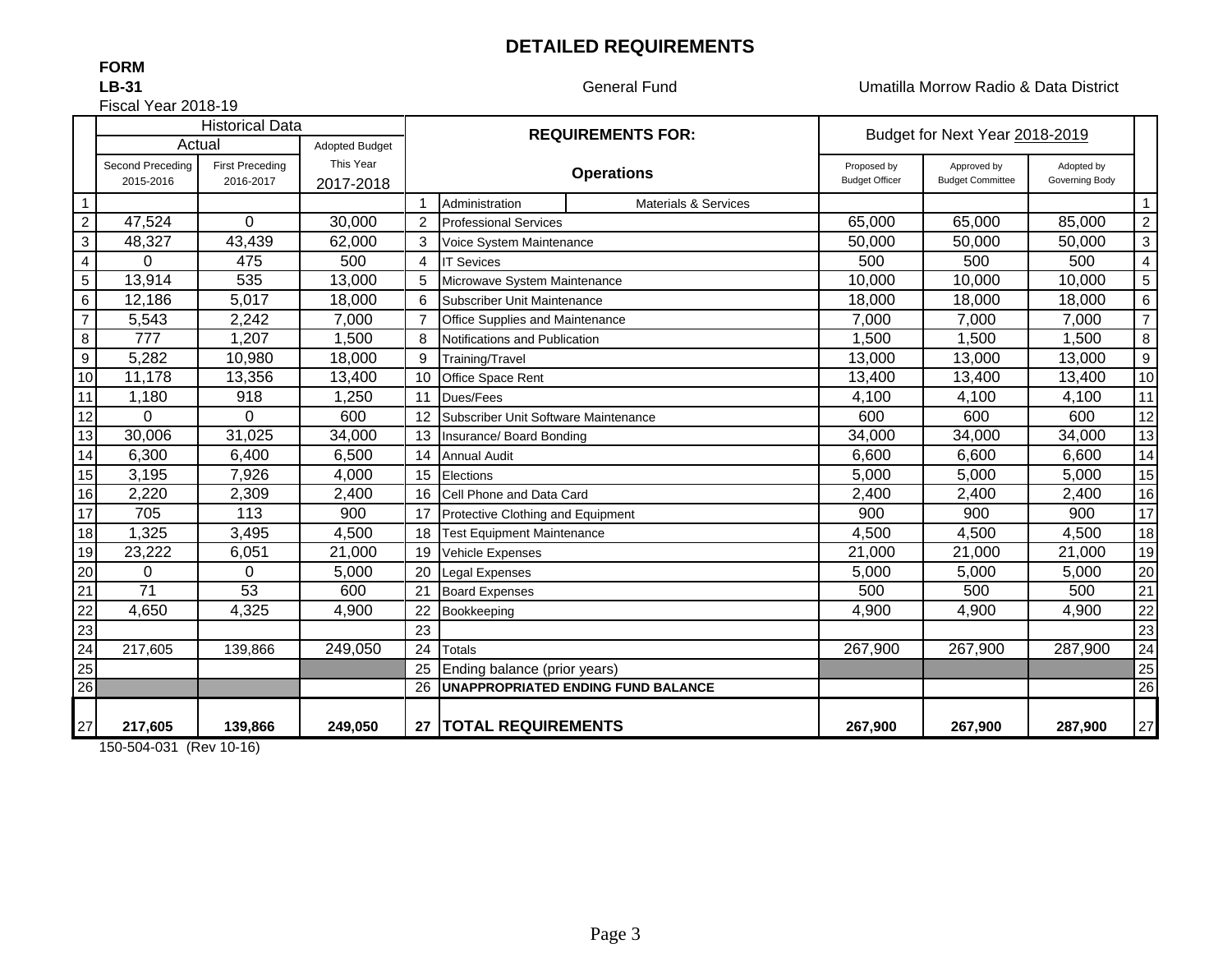# DETAILED REQUIREMENTS

**FORM**
**LB-31**
Fiscal Year 2018-19

General Fund

Umatilla Morrow Radio & Data District

| | Historical Data | | | | REQUIREMENTS FOR: | Budget for Next Year 2018-2019 | | | |
|---|---|---|---|---|---|---|---|---|---|
| | Actual | | Adopted Budget | | | | | | |
| | Second Preceding 2015-2016 | First Preceding 2016-2017 | This Year 2017-2018 | | Operations | Proposed by Budget Officer | Approved by Budget Committee | Adopted by Governing Body | |
| 1 | | | | 1 | Administration — Materials & Services | | | | 1 |
| 2 | 47,524 | 0 | 30,000 | 2 | Professional Services | 65,000 | 65,000 | 85,000 | 2 |
| 3 | 48,327 | 43,439 | 62,000 | 3 | Voice System Maintenance | 50,000 | 50,000 | 50,000 | 3 |
| 4 | 0 | 475 | 500 | 4 | IT Sevices | 500 | 500 | 500 | 4 |
| 5 | 13,914 | 535 | 13,000 | 5 | Microwave System Maintenance | 10,000 | 10,000 | 10,000 | 5 |
| 6 | 12,186 | 5,017 | 18,000 | 6 | Subscriber Unit Maintenance | 18,000 | 18,000 | 18,000 | 6 |
| 7 | 5,543 | 2,242 | 7,000 | 7 | Office Supplies and Maintenance | 7,000 | 7,000 | 7,000 | 7 |
| 8 | 777 | 1,207 | 1,500 | 8 | Notifications and Publication | 1,500 | 1,500 | 1,500 | 8 |
| 9 | 5,282 | 10,980 | 18,000 | 9 | Training/Travel | 13,000 | 13,000 | 13,000 | 9 |
| 10 | 11,178 | 13,356 | 13,400 | 10 | Office Space Rent | 13,400 | 13,400 | 13,400 | 10 |
| 11 | 1,180 | 918 | 1,250 | 11 | Dues/Fees | 4,100 | 4,100 | 4,100 | 11 |
| 12 | 0 | 0 | 600 | 12 | Subscriber Unit Software Maintenance | 600 | 600 | 600 | 12 |
| 13 | 30,006 | 31,025 | 34,000 | 13 | Insurance/ Board Bonding | 34,000 | 34,000 | 34,000 | 13 |
| 14 | 6,300 | 6,400 | 6,500 | 14 | Annual Audit | 6,600 | 6,600 | 6,600 | 14 |
| 15 | 3,195 | 7,926 | 4,000 | 15 | Elections | 5,000 | 5,000 | 5,000 | 15 |
| 16 | 2,220 | 2,309 | 2,400 | 16 | Cell Phone and Data Card | 2,400 | 2,400 | 2,400 | 16 |
| 17 | 705 | 113 | 900 | 17 | Protective Clothing and Equipment | 900 | 900 | 900 | 17 |
| 18 | 1,325 | 3,495 | 4,500 | 18 | Test Equipment Maintenance | 4,500 | 4,500 | 4,500 | 18 |
| 19 | 23,222 | 6,051 | 21,000 | 19 | Vehicle Expenses | 21,000 | 21,000 | 21,000 | 19 |
| 20 | 0 | 0 | 5,000 | 20 | Legal Expenses | 5,000 | 5,000 | 5,000 | 20 |
| 21 | 71 | 53 | 600 | 21 | Board Expenses | 500 | 500 | 500 | 21 |
| 22 | 4,650 | 4,325 | 4,900 | 22 | Bookkeeping | 4,900 | 4,900 | 4,900 | 22 |
| 23 | | | | 23 | | | | | 23 |
| 24 | 217,605 | 139,866 | 249,050 | 24 | Totals | 267,900 | 267,900 | 287,900 | 24 |
| 25 | | | | 25 | Ending balance (prior years) | | | | 25 |
| 26 | | | | 26 | **UNAPPROPRIATED ENDING FUND BALANCE** | | | | 26 |
| 27 | **217,605** | **139,866** | **249,050** | **27** | **TOTAL REQUIREMENTS** | **267,900** | **267,900** | **287,900** | 27 |

150-504-031 (Rev 10-16)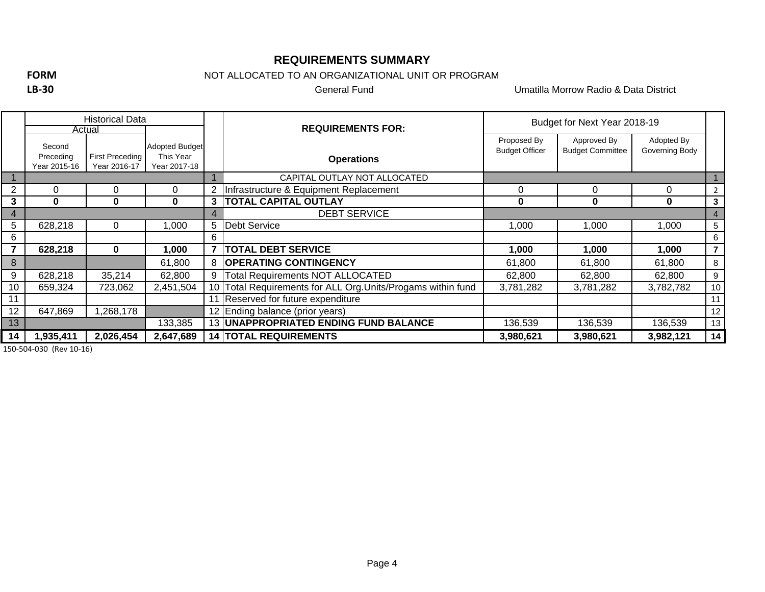# REQUIREMENTS SUMMARY

**FORM LB-30**

NOT ALLOCATED TO AN ORGANIZATIONAL UNIT OR PROGRAM

General Fund

Umatilla Morrow Radio & Data District

| | Historical Data | | | | REQUIREMENTS FOR: | Budget for Next Year 2018-19 | | | |
|---|---|---|---|---|---|---|---|---|---|
| | Actual | | | | | | | | |
| | Second Preceding Year 2015-16 | First Preceding Year 2016-17 | Adopted Budget This Year Year 2017-18 | | Operations | Proposed By Budget Officer | Approved By Budget Committee | Adopted By Governing Body | |
| 1 | | | | 1 | CAPITAL OUTLAY NOT ALLOCATED | | | | 1 |
| 2 | 0 | 0 | 0 | 2 | Infrastructure & Equipment Replacement | 0 | 0 | 0 | 2 |
| **3** | **0** | **0** | **0** | **3** | **TOTAL CAPITAL OUTLAY** | **0** | **0** | **0** | **3** |
| 4 | | | | 4 | DEBT SERVICE | | | | 4 |
| 5 | 628,218 | 0 | 1,000 | 5 | Debt Service | 1,000 | 1,000 | 1,000 | 5 |
| 6 | | | | 6 | | | | | 6 |
| **7** | **628,218** | **0** | **1,000** | **7** | **TOTAL DEBT SERVICE** | **1,000** | **1,000** | **1,000** | **7** |
| 8 | | | 61,800 | 8 | **OPERATING CONTINGENCY** | 61,800 | 61,800 | 61,800 | 8 |
| 9 | 628,218 | 35,214 | 62,800 | 9 | Total Requirements NOT ALLOCATED | 62,800 | 62,800 | 62,800 | 9 |
| 10 | 659,324 | 723,062 | 2,451,504 | 10 | Total Requirements for ALL Org.Units/Progams within fund | 3,781,282 | 3,781,282 | 3,782,782 | 10 |
| 11 | | | | 11 | Reserved for future expenditure | | | | 11 |
| 12 | 647,869 | 1,268,178 | | 12 | Ending balance (prior years) | | | | 12 |
| 13 | | | 133,385 | 13 | **UNAPPROPRIATED ENDING FUND BALANCE** | 136,539 | 136,539 | 136,539 | 13 |
| **14** | **1,935,411** | **2,026,454** | **2,647,689** | **14** | **TOTAL REQUIREMENTS** | **3,980,621** | **3,980,621** | **3,982,121** | **14** |

150-504-030 (Rev 10-16)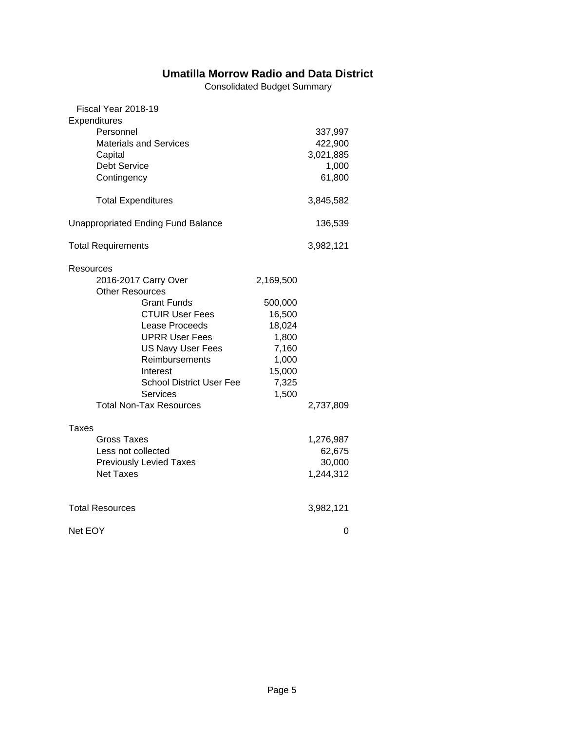# Umatilla Morrow Radio and Data District

Consolidated Budget Summary

| Fiscal Year 2018-19 | | |
|---|---|---|
| Expenditures | | |
| Personnel | | 337,997 |
| Materials and Services | | 422,900 |
| Capital | | 3,021,885 |
| Debt Service | | 1,000 |
| Contingency | | 61,800 |
| | | |
| Total Expenditures | | 3,845,582 |
| | | |
| Unappropriated Ending Fund Balance | | 136,539 |
| | | |
| Total Requirements | | 3,982,121 |
| | | |
| Resources | | |
| 2016-2017 Carry Over | 2,169,500 | |
| Other Resources | | |
| Grant Funds | 500,000 | |
| CTUIR User Fees | 16,500 | |
| Lease Proceeds | 18,024 | |
| UPRR User Fees | 1,800 | |
| US Navy User Fees | 7,160 | |
| Reimbursements | 1,000 | |
| Interest | 15,000 | |
| School District User Fee | 7,325 | |
| Services | 1,500 | |
| Total Non-Tax Resources | | 2,737,809 |
| | | |
| Taxes | | |
| Gross Taxes | | 1,276,987 |
| Less not collected | | 62,675 |
| Previously Levied Taxes | | 30,000 |
| Net Taxes | | 1,244,312 |
| | | |
| Total Resources | | 3,982,121 |
| | | |
| Net EOY | | 0 |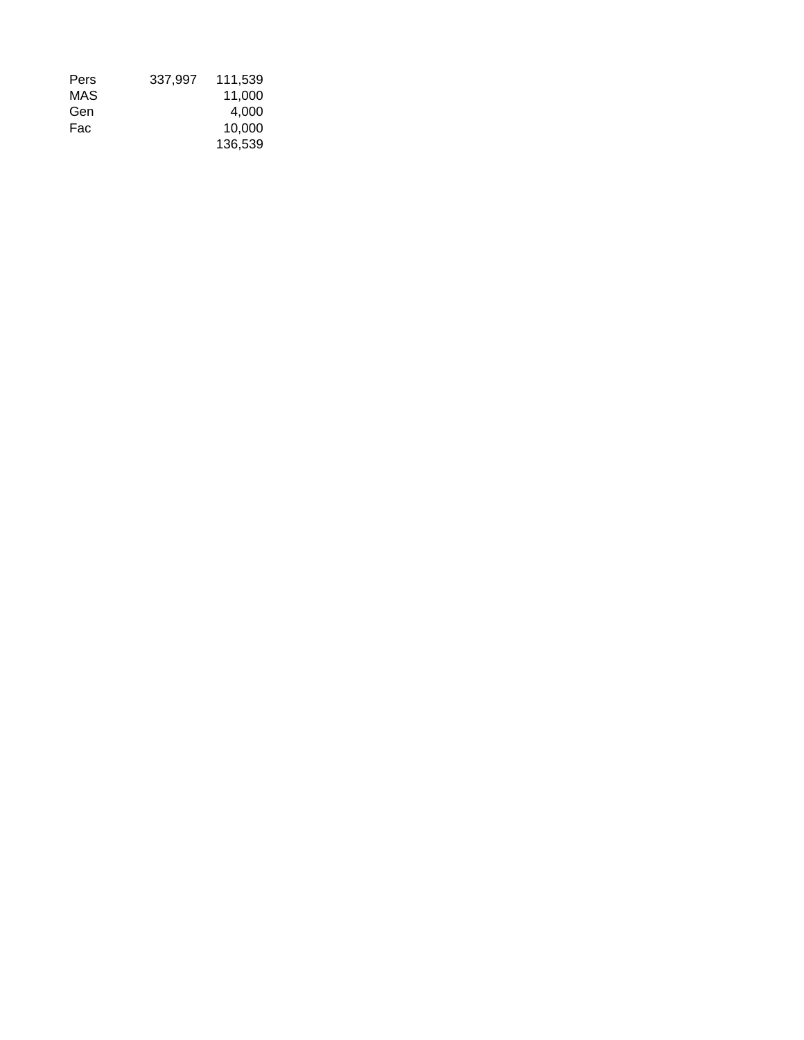| | | |
|---|---|---|
| Pers | 337,997 | 111,539 |
| MAS | | 11,000 |
| Gen | | 4,000 |
| Fac | | 10,000 |
| | | 136,539 |